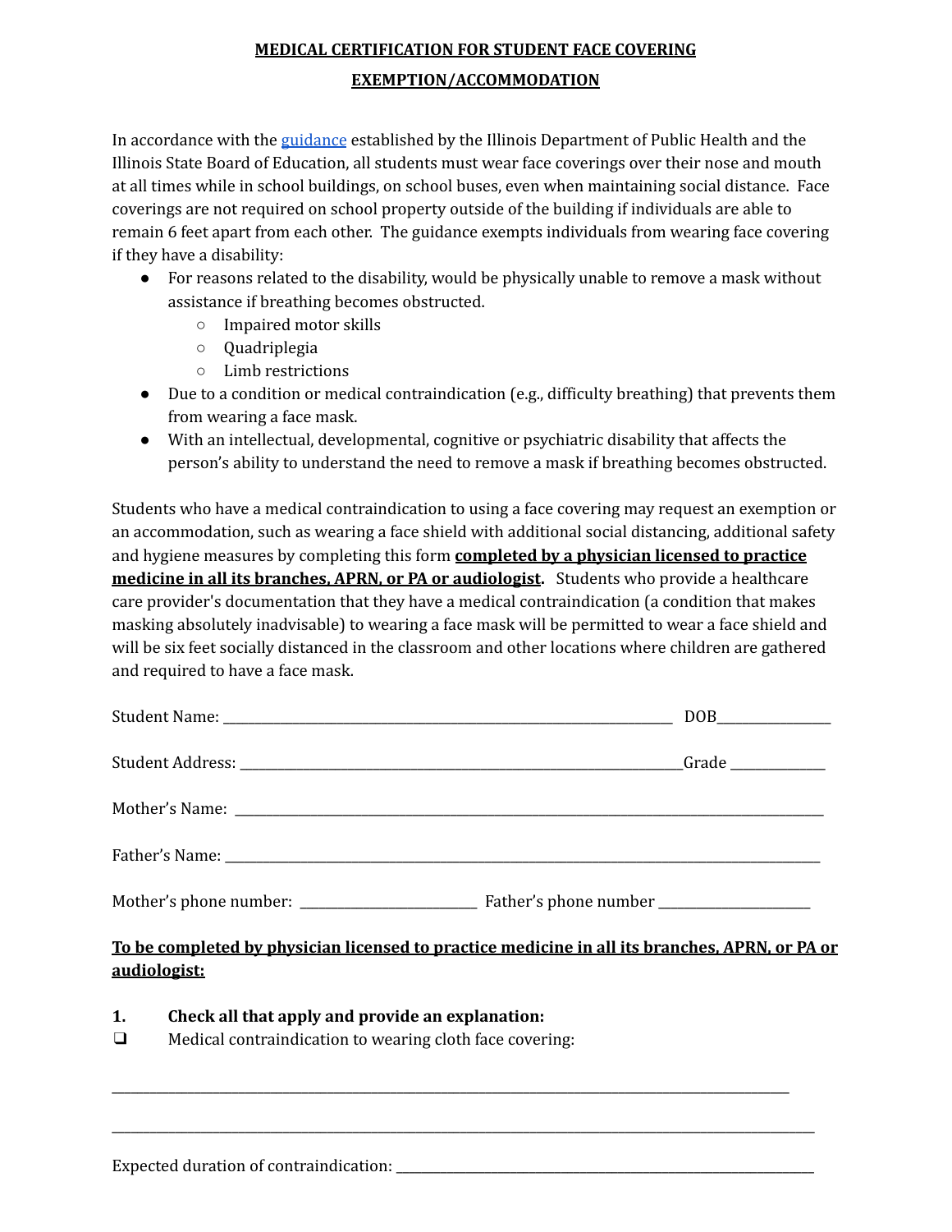**MEDICAL CERTIFICATION FOR STUDENT FACE COVERING**

**EXEMPTION/ACCOMMODATION**

In accordance with the guidance established by the Illinois Department of Public Health and the Illinois State Board of Education, all students must wear face coverings over their nose and mouth at all times while in school buildings, on school buses, even when maintaining social distance. Face coverings are not required on school property outside of the building if individuals are able to remain 6 feet apart from each other. The guidance exempts individuals from wearing face covering if they have a disability:

- For reasons related to the disability, would be physically unable to remove a mask without assistance if breathing becomes obstructed.
  - Impaired motor skills
  - Quadriplegia
  - Limb restrictions
- Due to a condition or medical contraindication (e.g., difficulty breathing) that prevents them from wearing a face mask.
- With an intellectual, developmental, cognitive or psychiatric disability that affects the person's ability to understand the need to remove a mask if breathing becomes obstructed.

Students who have a medical contraindication to using a face covering may request an exemption or an accommodation, such as wearing a face shield with additional social distancing, additional safety and hygiene measures by completing this form **completed by a physician licensed to practice medicine in all its branches, APRN, or PA or audiologist.** Students who provide a healthcare care provider's documentation that they have a medical contraindication (a condition that makes masking absolutely inadvisable) to wearing a face mask will be permitted to wear a face shield and will be six feet socially distanced in the classroom and other locations where children are gathered and required to have a face mask.

Student Name: ______________________________ DOB____________

Student Address: ______________________________ Grade __________

Mother's Name: ______________________________

Father's Name: ______________________________

Mother's phone number: ____________________ Father's phone number ____________________

**To be completed by physician licensed to practice medicine in all its branches, APRN, or PA or audiologist:**

**1. Check all that apply and provide an explanation:**

❑ Medical contraindication to wearing cloth face covering:

______________________________________________________________________

______________________________________________________________________

Expected duration of contraindication: ______________________________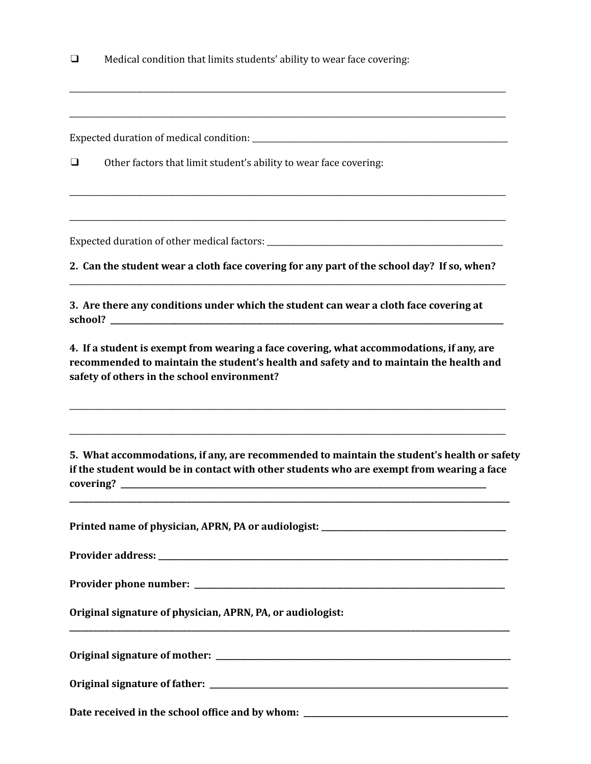❑ Medical condition that limits students' ability to wear face covering:

\_\_\_\_\_\_\_\_\_\_\_\_\_\_\_\_\_\_\_\_\_\_\_\_\_\_\_\_\_\_\_\_\_\_\_\_\_\_\_\_\_\_\_\_\_\_\_\_\_\_\_\_\_\_\_\_\_\_\_\_\_\_\_\_\_\_\_\_\_\_\_\_\_\_\_\_\_\_

\_\_\_\_\_\_\_\_\_\_\_\_\_\_\_\_\_\_\_\_\_\_\_\_\_\_\_\_\_\_\_\_\_\_\_\_\_\_\_\_\_\_\_\_\_\_\_\_\_\_\_\_\_\_\_\_\_\_\_\_\_\_\_\_\_\_\_\_\_\_\_\_\_\_\_\_\_\_

Expected duration of medical condition: \_\_\_\_\_\_\_\_\_\_\_\_\_\_\_\_\_\_\_\_\_\_\_\_\_\_\_\_\_\_\_\_\_\_\_\_\_\_\_\_\_\_\_\_

❑ Other factors that limit student's ability to wear face covering:

\_\_\_\_\_\_\_\_\_\_\_\_\_\_\_\_\_\_\_\_\_\_\_\_\_\_\_\_\_\_\_\_\_\_\_\_\_\_\_\_\_\_\_\_\_\_\_\_\_\_\_\_\_\_\_\_\_\_\_\_\_\_\_\_\_\_\_\_\_\_\_\_\_\_\_\_\_\_

\_\_\_\_\_\_\_\_\_\_\_\_\_\_\_\_\_\_\_\_\_\_\_\_\_\_\_\_\_\_\_\_\_\_\_\_\_\_\_\_\_\_\_\_\_\_\_\_\_\_\_\_\_\_\_\_\_\_\_\_\_\_\_\_\_\_\_\_\_\_\_\_\_\_\_\_\_\_

Expected duration of other medical factors: \_\_\_\_\_\_\_\_\_\_\_\_\_\_\_\_\_\_\_\_\_\_\_\_\_\_\_\_\_\_\_\_\_\_\_\_\_\_\_\_\_\_

**2. Can the student wear a cloth face covering for any part of the school day? If so, when?**
\_\_\_\_\_\_\_\_\_\_\_\_\_\_\_\_\_\_\_\_\_\_\_\_\_\_\_\_\_\_\_\_\_\_\_\_\_\_\_\_\_\_\_\_\_\_\_\_\_\_\_\_\_\_\_\_\_\_\_\_\_\_\_\_\_\_\_\_\_\_\_\_\_\_\_\_\_\_

**3. Are there any conditions under which the student can wear a cloth face covering at school?** \_\_\_\_\_\_\_\_\_\_\_\_\_\_\_\_\_\_\_\_\_\_\_\_\_\_\_\_\_\_\_\_\_\_\_\_\_\_\_\_\_\_\_\_\_\_\_\_\_\_\_\_\_\_\_\_\_\_\_\_\_\_\_\_\_\_

**4. If a student is exempt from wearing a face covering, what accommodations, if any, are recommended to maintain the student's health and safety and to maintain the health and safety of others in the school environment?**

\_\_\_\_\_\_\_\_\_\_\_\_\_\_\_\_\_\_\_\_\_\_\_\_\_\_\_\_\_\_\_\_\_\_\_\_\_\_\_\_\_\_\_\_\_\_\_\_\_\_\_\_\_\_\_\_\_\_\_\_\_\_\_\_\_\_\_\_\_\_\_\_\_\_\_\_\_\_

\_\_\_\_\_\_\_\_\_\_\_\_\_\_\_\_\_\_\_\_\_\_\_\_\_\_\_\_\_\_\_\_\_\_\_\_\_\_\_\_\_\_\_\_\_\_\_\_\_\_\_\_\_\_\_\_\_\_\_\_\_\_\_\_\_\_\_\_\_\_\_\_\_\_\_\_\_\_

**5. What accommodations, if any, are recommended to maintain the student's health or safety if the student would be in contact with other students who are exempt from wearing a face covering?** \_\_\_\_\_\_\_\_\_\_\_\_\_\_\_\_\_\_\_\_\_\_\_\_\_\_\_\_\_\_\_\_\_\_\_\_\_\_\_\_\_\_\_\_\_\_\_\_\_\_\_\_\_\_\_\_\_\_\_\_\_\_\_\_\_\_\_\_
\_\_\_\_\_\_\_\_\_\_\_\_\_\_\_\_\_\_\_\_\_\_\_\_\_\_\_\_\_\_\_\_\_\_\_\_\_\_\_\_\_\_\_\_\_\_\_\_\_\_\_\_\_\_\_\_\_\_\_\_\_\_\_\_\_\_\_\_\_\_\_\_\_\_\_\_\_\_

**Printed name of physician, APRN, PA or audiologist:** \_\_\_\_\_\_\_\_\_\_\_\_\_\_\_\_\_\_\_\_\_\_\_\_\_\_\_\_\_\_\_\_\_\_

**Provider address:** \_\_\_\_\_\_\_\_\_\_\_\_\_\_\_\_\_\_\_\_\_\_\_\_\_\_\_\_\_\_\_\_\_\_\_\_\_\_\_\_\_\_\_\_\_\_\_\_\_\_\_\_\_\_\_\_\_\_\_\_\_\_\_\_\_

**Provider phone number:** \_\_\_\_\_\_\_\_\_\_\_\_\_\_\_\_\_\_\_\_\_\_\_\_\_\_\_\_\_\_\_\_\_\_\_\_\_\_\_\_\_\_\_\_\_\_\_\_\_\_\_\_\_\_\_\_\_\_\_

**Original signature of physician, APRN, PA, or audiologist:**
\_\_\_\_\_\_\_\_\_\_\_\_\_\_\_\_\_\_\_\_\_\_\_\_\_\_\_\_\_\_\_\_\_\_\_\_\_\_\_\_\_\_\_\_\_\_\_\_\_\_\_\_\_\_\_\_\_\_\_\_\_\_\_\_\_\_\_\_\_\_\_\_\_\_\_\_\_\_

**Original signature of mother:** \_\_\_\_\_\_\_\_\_\_\_\_\_\_\_\_\_\_\_\_\_\_\_\_\_\_\_\_\_\_\_\_\_\_\_\_\_\_\_\_\_\_\_\_\_\_\_\_\_\_\_\_\_\_

**Original signature of father:** \_\_\_\_\_\_\_\_\_\_\_\_\_\_\_\_\_\_\_\_\_\_\_\_\_\_\_\_\_\_\_\_\_\_\_\_\_\_\_\_\_\_\_\_\_\_\_\_\_\_\_\_\_\_\_

**Date received in the school office and by whom:** \_\_\_\_\_\_\_\_\_\_\_\_\_\_\_\_\_\_\_\_\_\_\_\_\_\_\_\_\_\_\_\_\_\_\_\_\_